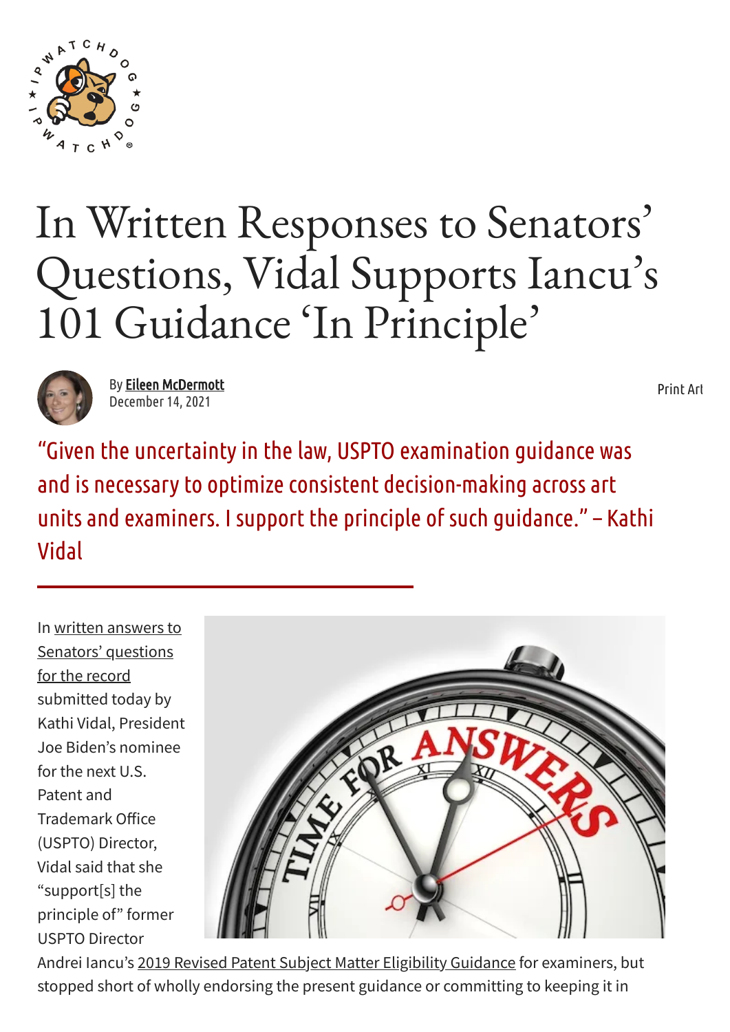# In Written Responses to Senators' Questions, Vidal Supports Iancu's 101 Guidance 'In Principle'

By Eileen McDermott
December 14, 2021

"Given the uncertainty in the law, USPTO examination guidance was and is necessary to optimize consistent decision-making across art units and examiners. I support the principle of such guidance." – Kathi Vidal

In written answers to Senators' questions for the record submitted today by Kathi Vidal, President Joe Biden's nominee for the next U.S. Patent and Trademark Office (USPTO) Director, Vidal said that she "support[s] the principle of" former USPTO Director Andrei Iancu's 2019 Revised Patent Subject Matter Eligibility Guidance for examiners, but stopped short of wholly endorsing the present guidance or committing to keeping it in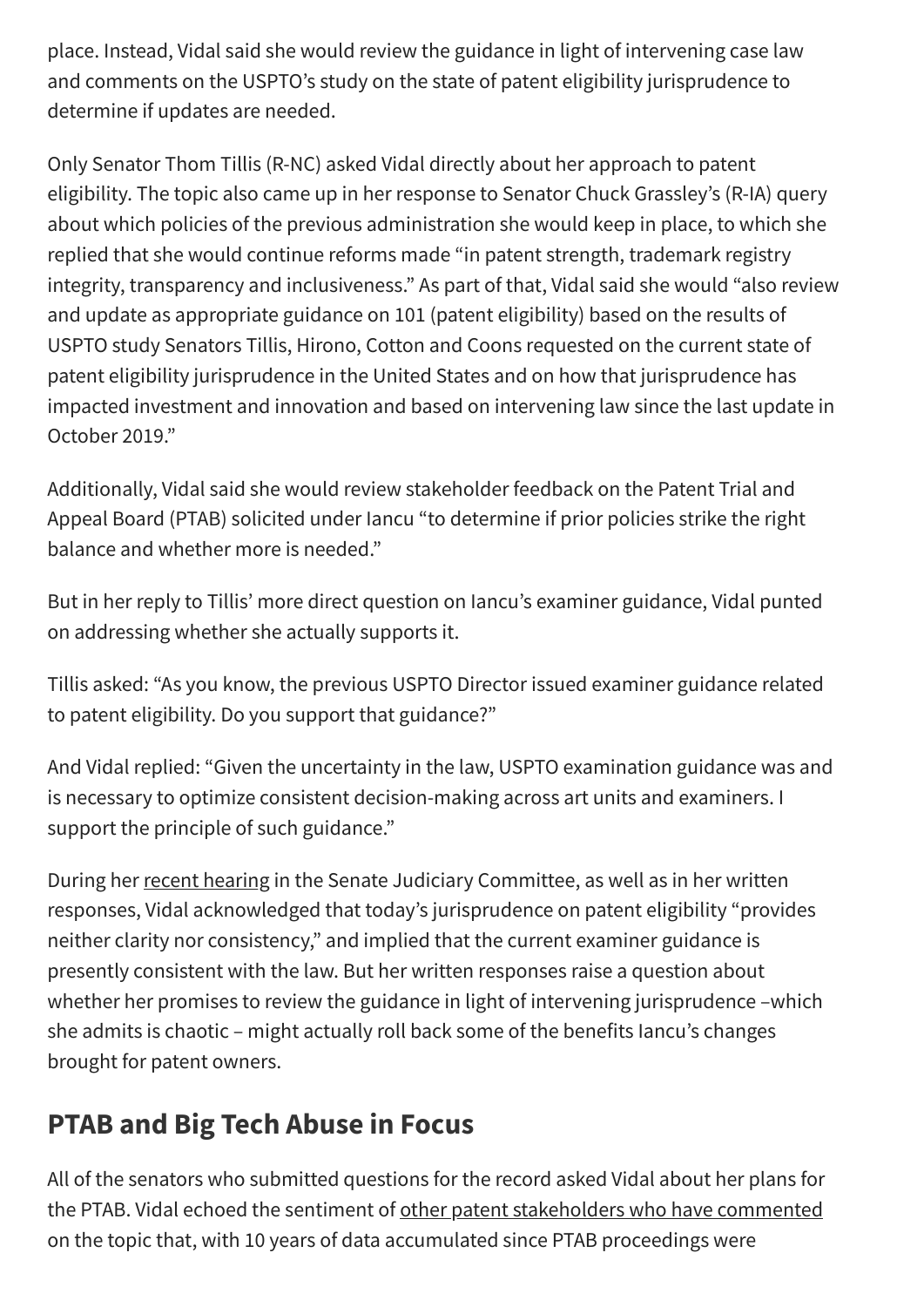place. Instead, Vidal said she would review the guidance in light of intervening case law and comments on the USPTO's study on the state of patent eligibility jurisprudence to determine if updates are needed.

Only Senator Thom Tillis (R-NC) asked Vidal directly about her approach to patent eligibility. The topic also came up in her response to Senator Chuck Grassley's (R-IA) query about which policies of the previous administration she would keep in place, to which she replied that she would continue reforms made "in patent strength, trademark registry integrity, transparency and inclusiveness." As part of that, Vidal said she would "also review and update as appropriate guidance on 101 (patent eligibility) based on the results of USPTO study Senators Tillis, Hirono, Cotton and Coons requested on the current state of patent eligibility jurisprudence in the United States and on how that jurisprudence has impacted investment and innovation and based on intervening law since the last update in October 2019."

Additionally, Vidal said she would review stakeholder feedback on the Patent Trial and Appeal Board (PTAB) solicited under Iancu "to determine if prior policies strike the right balance and whether more is needed."

But in her reply to Tillis' more direct question on Iancu's examiner guidance, Vidal punted on addressing whether she actually supports it.

Tillis asked: "As you know, the previous USPTO Director issued examiner guidance related to patent eligibility. Do you support that guidance?"

And Vidal replied: "Given the uncertainty in the law, USPTO examination guidance was and is necessary to optimize consistent decision-making across art units and examiners. I support the principle of such guidance."

During her recent hearing in the Senate Judiciary Committee, as well as in her written responses, Vidal acknowledged that today's jurisprudence on patent eligibility "provides neither clarity nor consistency," and implied that the current examiner guidance is presently consistent with the law. But her written responses raise a question about whether her promises to review the guidance in light of intervening jurisprudence –which she admits is chaotic – might actually roll back some of the benefits Iancu's changes brought for patent owners.

## PTAB and Big Tech Abuse in Focus

All of the senators who submitted questions for the record asked Vidal about her plans for the PTAB. Vidal echoed the sentiment of other patent stakeholders who have commented on the topic that, with 10 years of data accumulated since PTAB proceedings were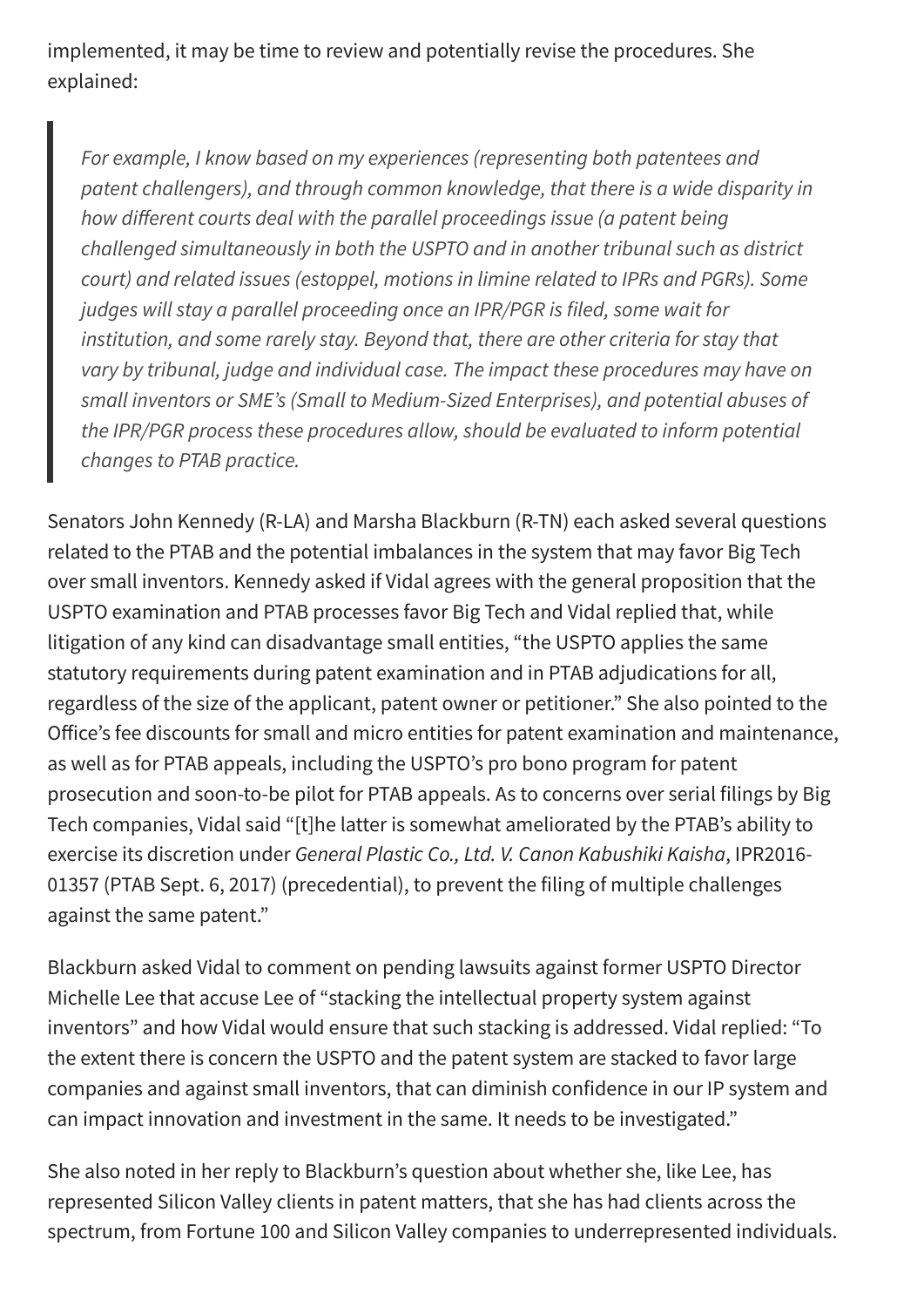implemented, it may be time to review and potentially revise the procedures. She explained:

> *For example, I know based on my experiences (representing both patentees and patent challengers), and through common knowledge, that there is a wide disparity in how different courts deal with the parallel proceedings issue (a patent being challenged simultaneously in both the USPTO and in another tribunal such as district court) and related issues (estoppel, motions in limine related to IPRs and PGRs). Some judges will stay a parallel proceeding once an IPR/PGR is filed, some wait for institution, and some rarely stay. Beyond that, there are other criteria for stay that vary by tribunal, judge and individual case. The impact these procedures may have on small inventors or SME's (Small to Medium-Sized Enterprises), and potential abuses of the IPR/PGR process these procedures allow, should be evaluated to inform potential changes to PTAB practice.*

Senators John Kennedy (R-LA) and Marsha Blackburn (R-TN) each asked several questions related to the PTAB and the potential imbalances in the system that may favor Big Tech over small inventors. Kennedy asked if Vidal agrees with the general proposition that the USPTO examination and PTAB processes favor Big Tech and Vidal replied that, while litigation of any kind can disadvantage small entities, "the USPTO applies the same statutory requirements during patent examination and in PTAB adjudications for all, regardless of the size of the applicant, patent owner or petitioner." She also pointed to the Office's fee discounts for small and micro entities for patent examination and maintenance, as well as for PTAB appeals, including the USPTO's pro bono program for patent prosecution and soon-to-be pilot for PTAB appeals. As to concerns over serial filings by Big Tech companies, Vidal said "[t]he latter is somewhat ameliorated by the PTAB's ability to exercise its discretion under *General Plastic Co., Ltd. V. Canon Kabushiki Kaisha*, IPR2016-01357 (PTAB Sept. 6, 2017) (precedential), to prevent the filing of multiple challenges against the same patent."

Blackburn asked Vidal to comment on pending lawsuits against former USPTO Director Michelle Lee that accuse Lee of "stacking the intellectual property system against inventors" and how Vidal would ensure that such stacking is addressed. Vidal replied: "To the extent there is concern the USPTO and the patent system are stacked to favor large companies and against small inventors, that can diminish confidence in our IP system and can impact innovation and investment in the same. It needs to be investigated."

She also noted in her reply to Blackburn's question about whether she, like Lee, has represented Silicon Valley clients in patent matters, that she has had clients across the spectrum, from Fortune 100 and Silicon Valley companies to underrepresented individuals.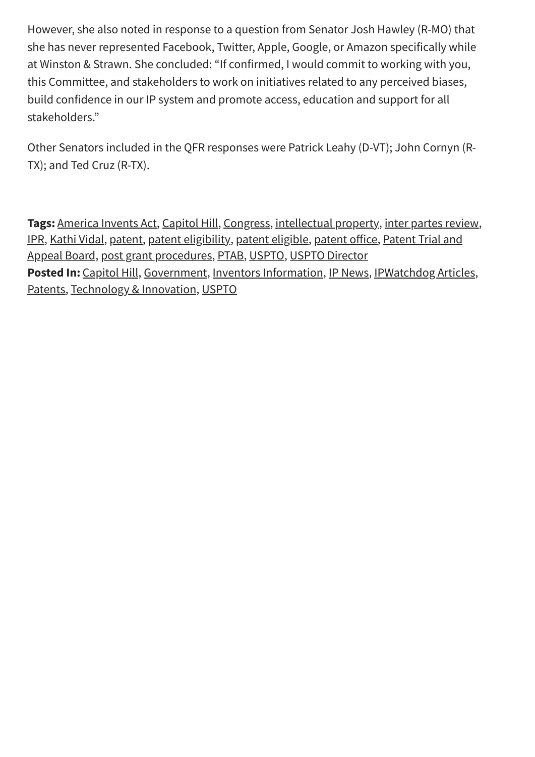However, she also noted in response to a question from Senator Josh Hawley (R-MO) that she has never represented Facebook, Twitter, Apple, Google, or Amazon specifically while at Winston & Strawn. She concluded: "If confirmed, I would commit to working with you, this Committee, and stakeholders to work on initiatives related to any perceived biases, build confidence in our IP system and promote access, education and support for all stakeholders."

Other Senators included in the QFR responses were Patrick Leahy (D-VT); John Cornyn (R-TX); and Ted Cruz (R-TX).

**Tags:** America Invents Act, Capitol Hill, Congress, intellectual property, inter partes review, IPR, Kathi Vidal, patent, patent eligibility, patent eligible, patent office, Patent Trial and Appeal Board, post grant procedures, PTAB, USPTO, USPTO Director
**Posted In:** Capitol Hill, Government, Inventors Information, IP News, IPWatchdog Articles, Patents, Technology & Innovation, USPTO